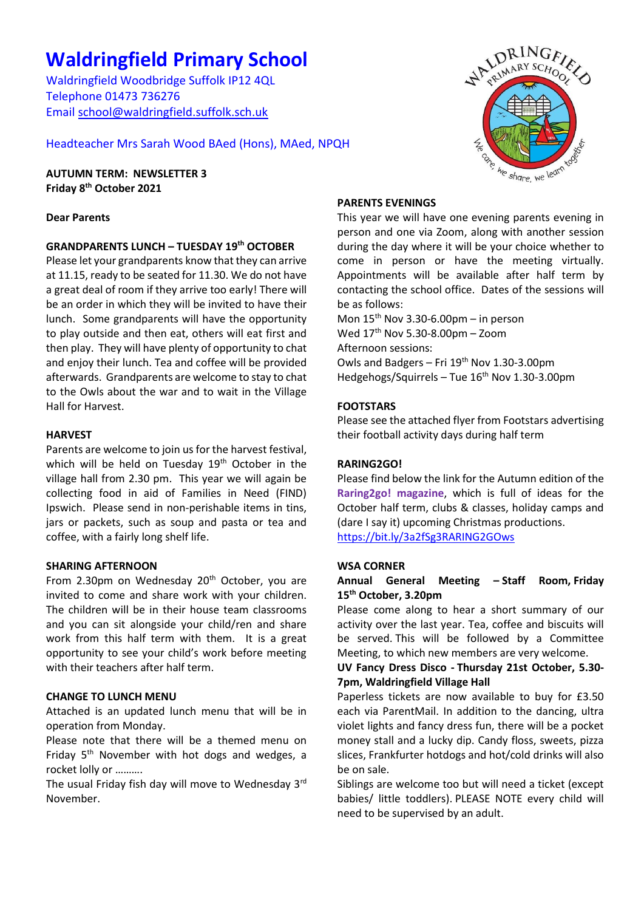# Waldringfield Primary School

Waldringfield Woodbridge Suffolk IP12 4QL
Telephone 01473 736276
Email school@waldringfield.suffolk.sch.uk

Headteacher Mrs Sarah Wood BAed (Hons), MAed, NPQH

**AUTUMN TERM: NEWSLETTER 3**
**Friday 8th October 2021**

**Dear Parents**

**GRANDPARENTS LUNCH – TUESDAY 19th OCTOBER**

Please let your grandparents know that they can arrive at 11.15, ready to be seated for 11.30. We do not have a great deal of room if they arrive too early! There will be an order in which they will be invited to have their lunch. Some grandparents will have the opportunity to play outside and then eat, others will eat first and then play. They will have plenty of opportunity to chat and enjoy their lunch. Tea and coffee will be provided afterwards. Grandparents are welcome to stay to chat to the Owls about the war and to wait in the Village Hall for Harvest.

**HARVEST**

Parents are welcome to join us for the harvest festival, which will be held on Tuesday 19th October in the village hall from 2.30 pm. This year we will again be collecting food in aid of Families in Need (FIND) Ipswich. Please send in non-perishable items in tins, jars or packets, such as soup and pasta or tea and coffee, with a fairly long shelf life.

**SHARING AFTERNOON**

From 2.30pm on Wednesday 20th October, you are invited to come and share work with your children. The children will be in their house team classrooms and you can sit alongside your child/ren and share work from this half term with them. It is a great opportunity to see your child's work before meeting with their teachers after half term.

**CHANGE TO LUNCH MENU**

Attached is an updated lunch menu that will be in operation from Monday.

Please note that there will be a themed menu on Friday 5th November with hot dogs and wedges, a rocket lolly or ……….

The usual Friday fish day will move to Wednesday 3rd November.

**PARENTS EVENINGS**

This year we will have one evening parents evening in person and one via Zoom, along with another session during the day where it will be your choice whether to come in person or have the meeting virtually. Appointments will be available after half term by contacting the school office. Dates of the sessions will be as follows:

Mon 15th Nov 3.30-6.00pm – in person
Wed 17th Nov 5.30-8.00pm – Zoom
Afternoon sessions:
Owls and Badgers – Fri 19th Nov 1.30-3.00pm
Hedgehogs/Squirrels – Tue 16th Nov 1.30-3.00pm

**FOOTSTARS**

Please see the attached flyer from Footstars advertising their football activity days during half term

**RARING2GO!**

Please find below the link for the Autumn edition of the **Raring2go! magazine**, which is full of ideas for the October half term, clubs & classes, holiday camps and (dare I say it) upcoming Christmas productions.
https://bit.ly/3a2fSg3RARING2GOws

**WSA CORNER**

**Annual General Meeting – Staff Room, Friday 15th October, 3.20pm**

Please come along to hear a short summary of our activity over the last year. Tea, coffee and biscuits will be served. This will be followed by a Committee Meeting, to which new members are very welcome.

**UV Fancy Dress Disco - Thursday 21st October, 5.30-7pm, Waldringfield Village Hall**

Paperless tickets are now available to buy for £3.50 each via ParentMail. In addition to the dancing, ultra violet lights and fancy dress fun, there will be a pocket money stall and a lucky dip. Candy floss, sweets, pizza slices, Frankfurter hotdogs and hot/cold drinks will also be on sale.

Siblings are welcome too but will need a ticket (except babies/ little toddlers). PLEASE NOTE every child will need to be supervised by an adult.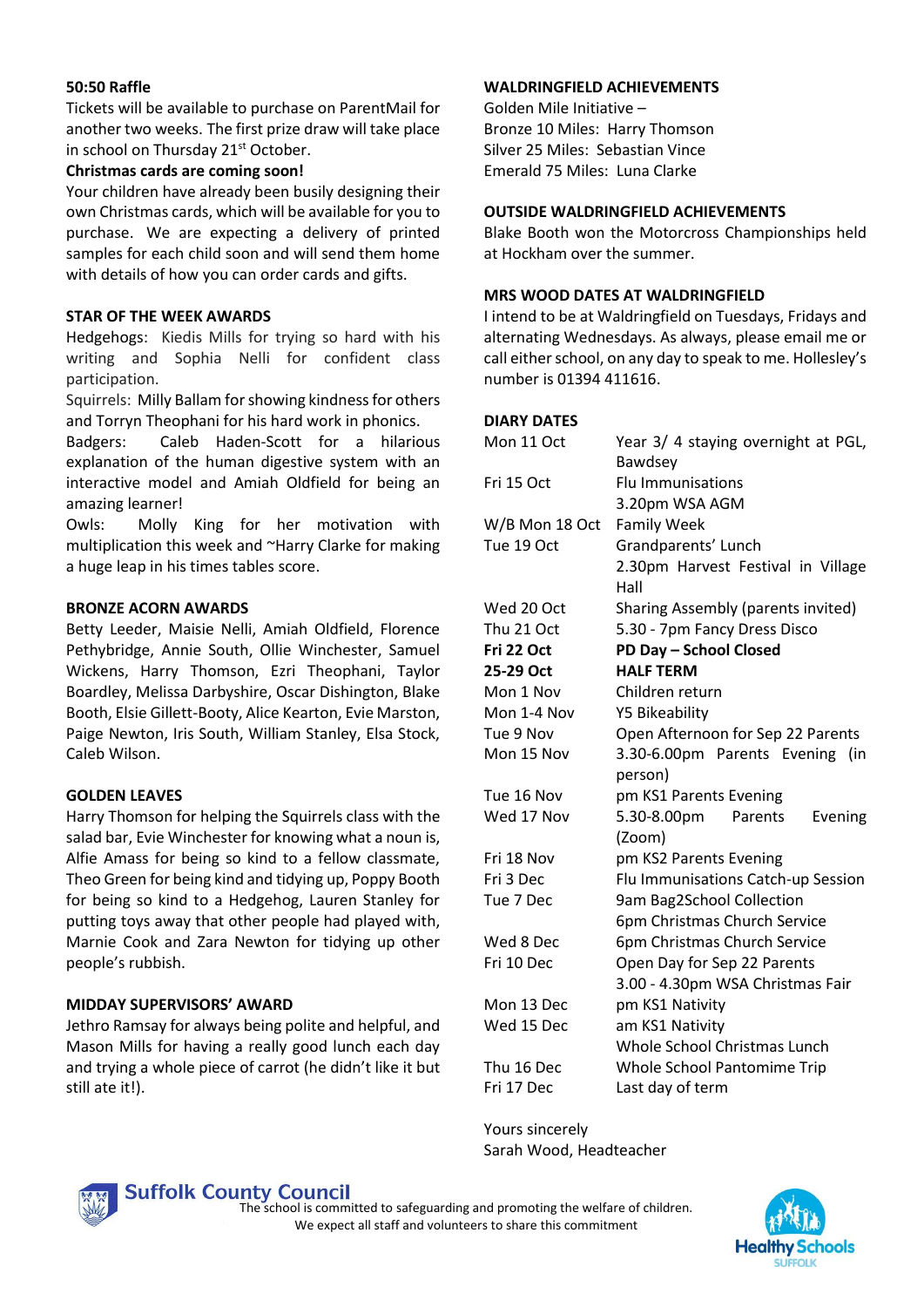**50:50 Raffle**

Tickets will be available to purchase on ParentMail for another two weeks. The first prize draw will take place in school on Thursday 21st October.

**Christmas cards are coming soon!**

Your children have already been busily designing their own Christmas cards, which will be available for you to purchase. We are expecting a delivery of printed samples for each child soon and will send them home with details of how you can order cards and gifts.

**STAR OF THE WEEK AWARDS**

Hedgehogs: Kiedis Mills for trying so hard with his writing and Sophia Nelli for confident class participation.

Squirrels: Milly Ballam for showing kindness for others and Torryn Theophani for his hard work in phonics.

Badgers: Caleb Haden-Scott for a hilarious explanation of the human digestive system with an interactive model and Amiah Oldfield for being an amazing learner!

Owls: Molly King for her motivation with multiplication this week and ~Harry Clarke for making a huge leap in his times tables score.

**BRONZE ACORN AWARDS**

Betty Leeder, Maisie Nelli, Amiah Oldfield, Florence Pethybridge, Annie South, Ollie Winchester, Samuel Wickens, Harry Thomson, Ezri Theophani, Taylor Boardley, Melissa Darbyshire, Oscar Dishington, Blake Booth, Elsie Gillett-Booty, Alice Kearton, Evie Marston, Paige Newton, Iris South, William Stanley, Elsa Stock, Caleb Wilson.

**GOLDEN LEAVES**

Harry Thomson for helping the Squirrels class with the salad bar, Evie Winchester for knowing what a noun is, Alfie Amass for being so kind to a fellow classmate, Theo Green for being kind and tidying up, Poppy Booth for being so kind to a Hedgehog, Lauren Stanley for putting toys away that other people had played with, Marnie Cook and Zara Newton for tidying up other people's rubbish.

**MIDDAY SUPERVISORS' AWARD**

Jethro Ramsay for always being polite and helpful, and Mason Mills for having a really good lunch each day and trying a whole piece of carrot (he didn't like it but still ate it!).

**WALDRINGFIELD ACHIEVEMENTS**

Golden Mile Initiative –
Bronze 10 Miles: Harry Thomson
Silver 25 Miles: Sebastian Vince
Emerald 75 Miles: Luna Clarke

**OUTSIDE WALDRINGFIELD ACHIEVEMENTS**

Blake Booth won the Motorcross Championships held at Hockham over the summer.

**MRS WOOD DATES AT WALDRINGFIELD**

I intend to be at Waldringfield on Tuesdays, Fridays and alternating Wednesdays. As always, please email me or call either school, on any day to speak to me. Hollesley's number is 01394 411616.

**DIARY DATES**

| | |
|---|---|
| Mon 11 Oct | Year 3/ 4 staying overnight at PGL, Bawdsey |
| Fri 15 Oct | Flu Immunisations |
| | 3.20pm WSA AGM |
| W/B Mon 18 Oct | Family Week |
| Tue 19 Oct | Grandparents' Lunch |
| | 2.30pm Harvest Festival in Village Hall |
| Wed 20 Oct | Sharing Assembly (parents invited) |
| Thu 21 Oct | 5.30 - 7pm Fancy Dress Disco |
| **Fri 22 Oct** | **PD Day – School Closed** |
| **25-29 Oct** | **HALF TERM** |
| Mon 1 Nov | Children return |
| Mon 1-4 Nov | Y5 Bikeability |
| Tue 9 Nov | Open Afternoon for Sep 22 Parents |
| Mon 15 Nov | 3.30-6.00pm Parents Evening (in person) |
| Tue 16 Nov | pm KS1 Parents Evening |
| Wed 17 Nov | 5.30-8.00pm Parents Evening (Zoom) |
| Fri 18 Nov | pm KS2 Parents Evening |
| Fri 3 Dec | Flu Immunisations Catch-up Session |
| Tue 7 Dec | 9am Bag2School Collection |
| | 6pm Christmas Church Service |
| Wed 8 Dec | 6pm Christmas Church Service |
| Fri 10 Dec | Open Day for Sep 22 Parents |
| | 3.00 - 4.30pm WSA Christmas Fair |
| Mon 13 Dec | pm KS1 Nativity |
| Wed 15 Dec | am KS1 Nativity |
| | Whole School Christmas Lunch |
| Thu 16 Dec | Whole School Pantomime Trip |
| Fri 17 Dec | Last day of term |

Yours sincerely
Sarah Wood, Headteacher

Suffolk County Council

The school is committed to safeguarding and promoting the welfare of children. We expect all staff and volunteers to share this commitment

Healthy Schools SUFFOLK